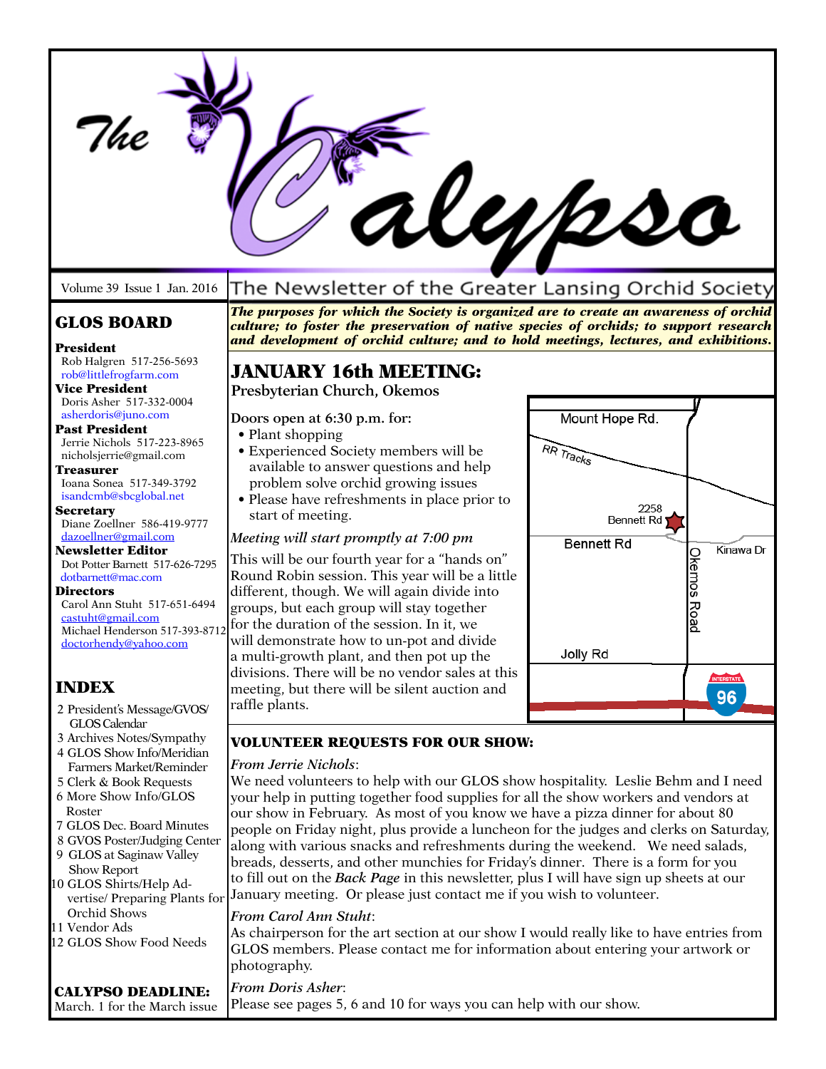# The Calypso

Volume 39 Issue 1 Jan. 2016

The Newsletter of the Greater Lansing Orchid Society

***The purposes for which the Society is organized are to create an awareness of orchid culture; to foster the preservation of native species of orchids; to support research and development of orchid culture; and to hold meetings, lectures, and exhibitions.***

## JANUARY 16th MEETING:

**Presbyterian Church, Okemos**

**Doors open at 6:30 p.m. for:**

- Plant shopping
- Experienced Society members will be available to answer questions and help problem solve orchid growing issues
- Please have refreshments in place prior to start of meeting.

*Meeting will start promptly at 7:00 pm*

This will be our fourth year for a "hands on" Round Robin session. This year will be a little different, though. We will again divide into groups, but each group will stay together for the duration of the session. In it, we will demonstrate how to un-pot and divide a multi-growth plant, and then pot up the divisions. There will be no vendor sales at this meeting, but there will be silent auction and raffle plants.

Mount Hope Rd. | RR Tracks | 2258 Bennett Rd | Bennett Rd | Kinawa Dr | Okemos Road | Jolly Rd | Interstate 96

## VOLUNTEER REQUESTS FOR OUR SHOW:

*From Jerrie Nichols*:

We need volunteers to help with our GLOS show hospitality. Leslie Behm and I need your help in putting together food supplies for all the show workers and vendors at our show in February. As most of you know we have a pizza dinner for about 80 people on Friday night, plus provide a luncheon for the judges and clerks on Saturday, along with various snacks and refreshments during the weekend. We need salads, breads, desserts, and other munchies for Friday's dinner. There is a form for you to fill out on the ***Back Page*** in this newsletter, plus I will have sign up sheets at our January meeting. Or please just contact me if you wish to volunteer.

*From Carol Ann Stuht*:

As chairperson for the art section at our show I would really like to have entries from GLOS members. Please contact me for information about entering your artwork or photography.

*From Doris Asher*:

Please see pages 5, 6 and 10 for ways you can help with our show.

## GLOS BOARD

**President**
Rob Halgren 517-256-5693
rob@littlefrogfarm.com

**Vice President**
Doris Asher 517-332-0004
asherdoris@juno.com

**Past President**
Jerrie Nichols 517-223-8965
nicholsjerrie@gmail.com

**Treasurer**
Ioana Sonea 517-349-3792
isandcmb@sbcglobal.net

**Secretary**
Diane Zoellner 586-419-9777
dazoellner@gmail.com

**Newsletter Editor**
Dot Potter Barnett 517-626-7295
dotbarnett@mac.com

**Directors**
Carol Ann Stuht 517-651-6494
castuht@gmail.com
Michael Henderson 517-393-8712
doctorhendy@yahoo.com

## INDEX

2 President's Message/GVOS/ GLOS Calendar
3 Archives Notes/Sympathy
4 GLOS Show Info/Meridian Farmers Market/Reminder
5 Clerk & Book Requests
6 More Show Info/GLOS Roster
7 GLOS Dec. Board Minutes
8 GVOS Poster/Judging Center
9 GLOS at Saginaw Valley Show Report
10 GLOS Shirts/Help Advertise/ Preparing Plants for Orchid Shows
11 Vendor Ads
12 GLOS Show Food Needs

**CALYPSO DEADLINE:**
March. 1 for the March issue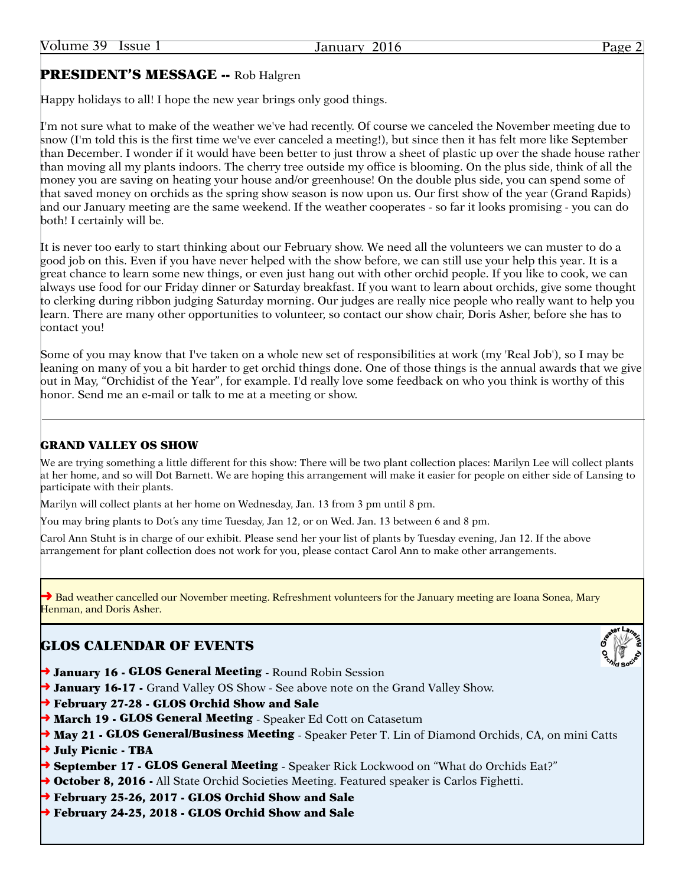## PRESIDENT'S MESSAGE -- Rob Halgren

Happy holidays to all! I hope the new year brings only good things.

I'm not sure what to make of the weather we've had recently. Of course we canceled the November meeting due to snow (I'm told this is the first time we've ever canceled a meeting!), but since then it has felt more like September than December. I wonder if it would have been better to just throw a sheet of plastic up over the shade house rather than moving all my plants indoors. The cherry tree outside my office is blooming. On the plus side, think of all the money you are saving on heating your house and/or greenhouse! On the double plus side, you can spend some of that saved money on orchids as the spring show season is now upon us. Our first show of the year (Grand Rapids) and our January meeting are the same weekend. If the weather cooperates - so far it looks promising - you can do both! I certainly will be.

It is never too early to start thinking about our February show. We need all the volunteers we can muster to do a good job on this. Even if you have never helped with the show before, we can still use your help this year. It is a great chance to learn some new things, or even just hang out with other orchid people. If you like to cook, we can always use food for our Friday dinner or Saturday breakfast. If you want to learn about orchids, give some thought to clerking during ribbon judging Saturday morning. Our judges are really nice people who really want to help you learn. There are many other opportunities to volunteer, so contact our show chair, Doris Asher, before she has to contact you!

Some of you may know that I've taken on a whole new set of responsibilities at work (my 'Real Job'), so I may be leaning on many of you a bit harder to get orchid things done. One of those things is the annual awards that we give out in May, "Orchidist of the Year", for example. I'd really love some feedback on who you think is worthy of this honor. Send me an e-mail or talk to me at a meeting or show.

---

### GRAND VALLEY OS SHOW

We are trying something a little different for this show: There will be two plant collection places: Marilyn Lee will collect plants at her home, and so will Dot Barnett. We are hoping this arrangement will make it easier for people on either side of Lansing to participate with their plants.

Marilyn will collect plants at her home on Wednesday, Jan. 13 from 3 pm until 8 pm.

You may bring plants to Dot's any time Tuesday, Jan 12, or on Wed. Jan. 13 between 6 and 8 pm.

Carol Ann Stuht is in charge of our exhibit. Please send her your list of plants by Tuesday evening, Jan 12. If the above arrangement for plant collection does not work for you, please contact Carol Ann to make other arrangements.

➜ Bad weather cancelled our November meeting. Refreshment volunteers for the January meeting are Ioana Sonea, Mary Henman, and Doris Asher.

## GLOS CALENDAR OF EVENTS

- **January 16 - GLOS General Meeting** - Round Robin Session
- **January 16-17 -** Grand Valley OS Show - See above note on the Grand Valley Show.
- **February 27-28 - GLOS Orchid Show and Sale**
- **March 19 - GLOS General Meeting** - Speaker Ed Cott on Catasetum
- **May 21 - GLOS General/Business Meeting** - Speaker Peter T. Lin of Diamond Orchids, CA, on mini Catts
- **July Picnic - TBA**
- **September 17 - GLOS General Meeting** - Speaker Rick Lockwood on "What do Orchids Eat?"
- **October 8, 2016 -** All State Orchid Societies Meeting. Featured speaker is Carlos Fighetti.
- **February 25-26, 2017 - GLOS Orchid Show and Sale**
- **February 24-25, 2018 - GLOS Orchid Show and Sale**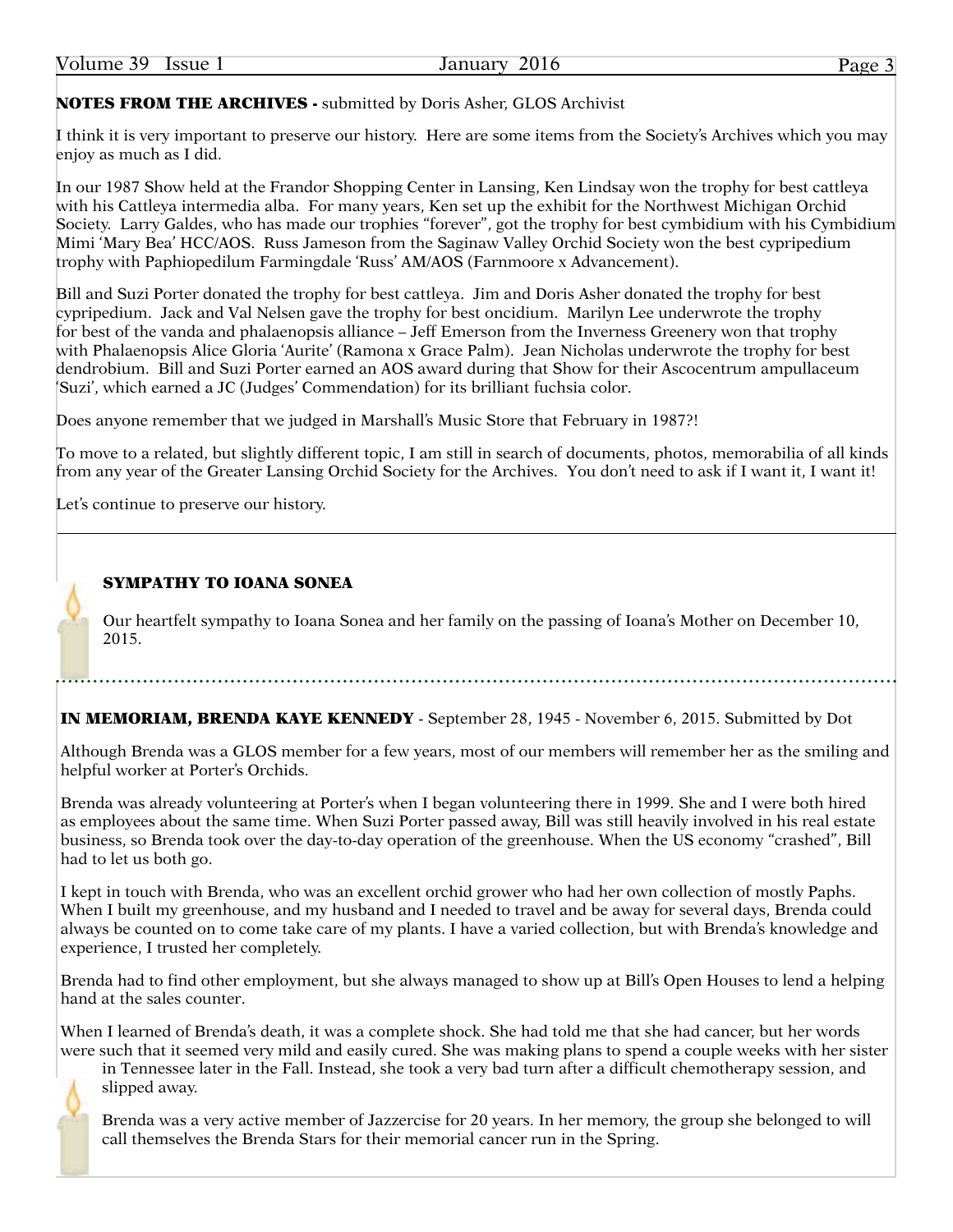## NOTES FROM THE ARCHIVES - submitted by Doris Asher, GLOS Archivist

I think it is very important to preserve our history. Here are some items from the Society's Archives which you may enjoy as much as I did.

In our 1987 Show held at the Frandor Shopping Center in Lansing, Ken Lindsay won the trophy for best cattleya with his Cattleya intermedia alba. For many years, Ken set up the exhibit for the Northwest Michigan Orchid Society. Larry Galdes, who has made our trophies "forever", got the trophy for best cymbidium with his Cymbidium Mimi 'Mary Bea' HCC/AOS. Russ Jameson from the Saginaw Valley Orchid Society won the best cypripedium trophy with Paphiopedilum Farmingdale 'Russ' AM/AOS (Farnmoore x Advancement).

Bill and Suzi Porter donated the trophy for best cattleya. Jim and Doris Asher donated the trophy for best cypripedium. Jack and Val Nelsen gave the trophy for best oncidium. Marilyn Lee underwrote the trophy for best of the vanda and phalaenopsis alliance – Jeff Emerson from the Inverness Greenery won that trophy with Phalaenopsis Alice Gloria 'Aurite' (Ramona x Grace Palm). Jean Nicholas underwrote the trophy for best dendrobium. Bill and Suzi Porter earned an AOS award during that Show for their Ascocentrum ampullaceum 'Suzi', which earned a JC (Judges' Commendation) for its brilliant fuchsia color.

Does anyone remember that we judged in Marshall's Music Store that February in 1987?!

To move to a related, but slightly different topic, I am still in search of documents, photos, memorabilia of all kinds from any year of the Greater Lansing Orchid Society for the Archives. You don't need to ask if I want it, I want it!

Let's continue to preserve our history.

---

## SYMPATHY TO IOANA SONEA

Our heartfelt sympathy to Ioana Sonea and her family on the passing of Ioana's Mother on December 10, 2015.

---

## IN MEMORIAM, BRENDA KAYE KENNEDY - September 28, 1945 - November 6, 2015. Submitted by Dot

Although Brenda was a GLOS member for a few years, most of our members will remember her as the smiling and helpful worker at Porter's Orchids.

Brenda was already volunteering at Porter's when I began volunteering there in 1999. She and I were both hired as employees about the same time. When Suzi Porter passed away, Bill was still heavily involved in his real estate business, so Brenda took over the day-to-day operation of the greenhouse. When the US economy "crashed", Bill had to let us both go.

I kept in touch with Brenda, who was an excellent orchid grower who had her own collection of mostly Paphs. When I built my greenhouse, and my husband and I needed to travel and be away for several days, Brenda could always be counted on to come take care of my plants. I have a varied collection, but with Brenda's knowledge and experience, I trusted her completely.

Brenda had to find other employment, but she always managed to show up at Bill's Open Houses to lend a helping hand at the sales counter.

When I learned of Brenda's death, it was a complete shock. She had told me that she had cancer, but her words were such that it seemed very mild and easily cured. She was making plans to spend a couple weeks with her sister in Tennessee later in the Fall. Instead, she took a very bad turn after a difficult chemotherapy session, and slipped away.

Brenda was a very active member of Jazzercise for 20 years. In her memory, the group she belonged to will call themselves the Brenda Stars for their memorial cancer run in the Spring.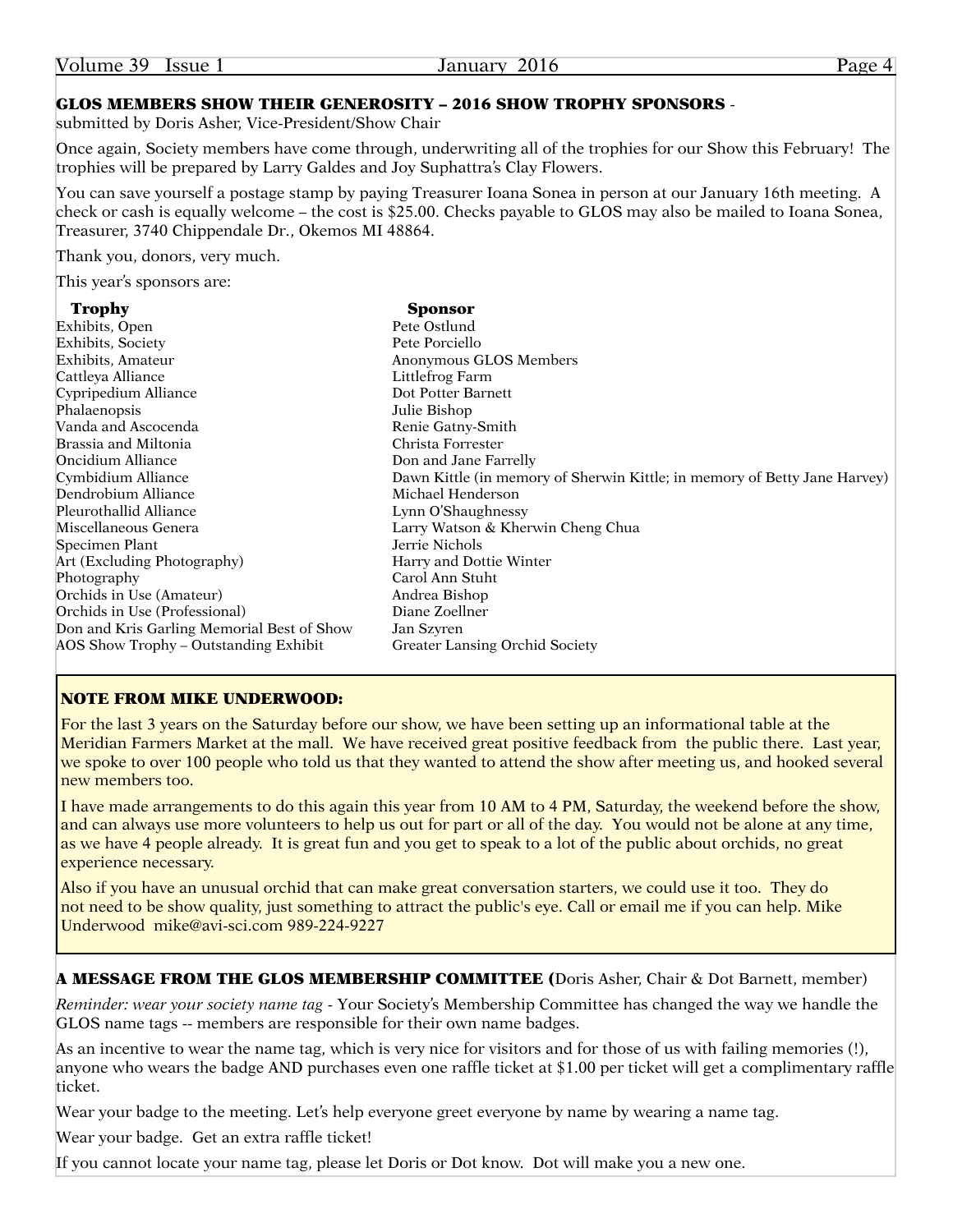## GLOS MEMBERS SHOW THEIR GENEROSITY – 2016 SHOW TROPHY SPONSORS -

submitted by Doris Asher, Vice-President/Show Chair

Once again, Society members have come through, underwriting all of the trophies for our Show this February! The trophies will be prepared by Larry Galdes and Joy Suphattra's Clay Flowers.

You can save yourself a postage stamp by paying Treasurer Ioana Sonea in person at our January 16th meeting. A check or cash is equally welcome – the cost is $25.00. Checks payable to GLOS may also be mailed to Ioana Sonea, Treasurer, 3740 Chippendale Dr., Okemos MI 48864.

Thank you, donors, very much.

This year's sponsors are:

| Trophy | Sponsor |
|---|---|
| Exhibits, Open | Pete Ostlund |
| Exhibits, Society | Pete Porciello |
| Exhibits, Amateur | Anonymous GLOS Members |
| Cattleya Alliance | Littlefrog Farm |
| Cypripedium Alliance | Dot Potter Barnett |
| Phalaenopsis | Julie Bishop |
| Vanda and Ascocenda | Renie Gatny-Smith |
| Brassia and Miltonia | Christa Forrester |
| Oncidium Alliance | Don and Jane Farrelly |
| Cymbidium Alliance | Dawn Kittle (in memory of Sherwin Kittle; in memory of Betty Jane Harvey) |
| Dendrobium Alliance | Michael Henderson |
| Pleurothallid Alliance | Lynn O'Shaughnessy |
| Miscellaneous Genera | Larry Watson & Kherwin Cheng Chua |
| Specimen Plant | Jerrie Nichols |
| Art (Excluding Photography) | Harry and Dottie Winter |
| Photography | Carol Ann Stuht |
| Orchids in Use (Amateur) | Andrea Bishop |
| Orchids in Use (Professional) | Diane Zoellner |
| Don and Kris Garling Memorial Best of Show | Jan Szyren |
| AOS Show Trophy – Outstanding Exhibit | Greater Lansing Orchid Society |

## NOTE FROM MIKE UNDERWOOD:

For the last 3 years on the Saturday before our show, we have been setting up an informational table at the Meridian Farmers Market at the mall. We have received great positive feedback from the public there. Last year, we spoke to over 100 people who told us that they wanted to attend the show after meeting us, and hooked several new members too.

I have made arrangements to do this again this year from 10 AM to 4 PM, Saturday, the weekend before the show, and can always use more volunteers to help us out for part or all of the day. You would not be alone at any time, as we have 4 people already. It is great fun and you get to speak to a lot of the public about orchids, no great experience necessary.

Also if you have an unusual orchid that can make great conversation starters, we could use it too. They do not need to be show quality, just something to attract the public's eye. Call or email me if you can help. Mike Underwood mike@avi-sci.com 989-224-9227

## A MESSAGE FROM THE GLOS MEMBERSHIP COMMITTEE (Doris Asher, Chair & Dot Barnett, member)

*Reminder: wear your society name tag* - Your Society's Membership Committee has changed the way we handle the GLOS name tags -- members are responsible for their own name badges.

As an incentive to wear the name tag, which is very nice for visitors and for those of us with failing memories (!), anyone who wears the badge AND purchases even one raffle ticket at $1.00 per ticket will get a complimentary raffle ticket.

Wear your badge to the meeting. Let's help everyone greet everyone by name by wearing a name tag.

Wear your badge. Get an extra raffle ticket!

If you cannot locate your name tag, please let Doris or Dot know. Dot will make you a new one.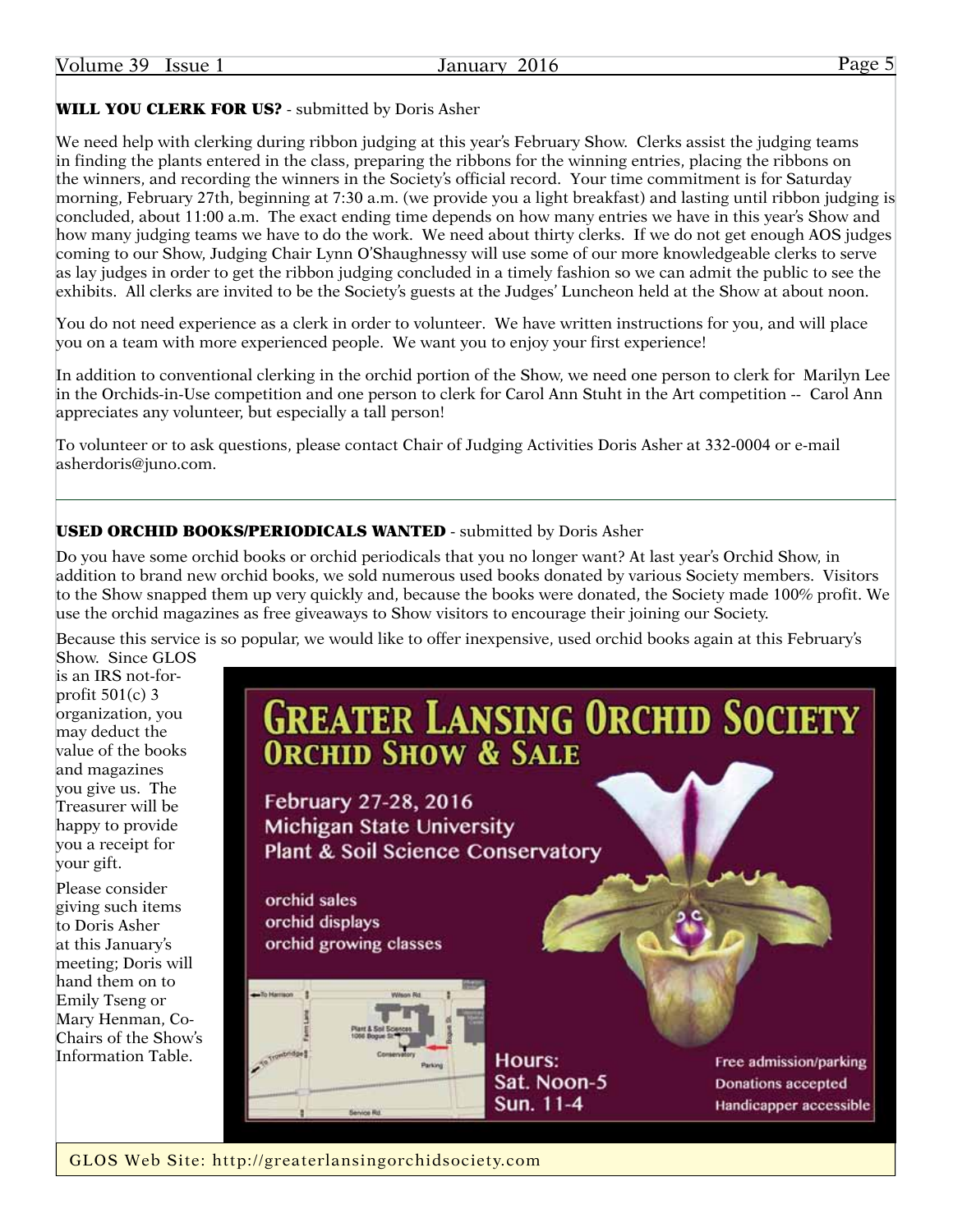**WILL YOU CLERK FOR US?** - submitted by Doris Asher

We need help with clerking during ribbon judging at this year's February Show. Clerks assist the judging teams in finding the plants entered in the class, preparing the ribbons for the winning entries, placing the ribbons on the winners, and recording the winners in the Society's official record. Your time commitment is for Saturday morning, February 27th, beginning at 7:30 a.m. (we provide you a light breakfast) and lasting until ribbon judging is concluded, about 11:00 a.m. The exact ending time depends on how many entries we have in this year's Show and how many judging teams we have to do the work. We need about thirty clerks. If we do not get enough AOS judges coming to our Show, Judging Chair Lynn O'Shaughnessy will use some of our more knowledgeable clerks to serve as lay judges in order to get the ribbon judging concluded in a timely fashion so we can admit the public to see the exhibits. All clerks are invited to be the Society's guests at the Judges' Luncheon held at the Show at about noon.

You do not need experience as a clerk in order to volunteer. We have written instructions for you, and will place you on a team with more experienced people. We want you to enjoy your first experience!

In addition to conventional clerking in the orchid portion of the Show, we need one person to clerk for Marilyn Lee in the Orchids-in-Use competition and one person to clerk for Carol Ann Stuht in the Art competition -- Carol Ann appreciates any volunteer, but especially a tall person!

To volunteer or to ask questions, please contact Chair of Judging Activities Doris Asher at 332-0004 or e-mail asherdoris@juno.com.

---

**USED ORCHID BOOKS/PERIODICALS WANTED** - submitted by Doris Asher

Do you have some orchid books or orchid periodicals that you no longer want? At last year's Orchid Show, in addition to brand new orchid books, we sold numerous used books donated by various Society members. Visitors to the Show snapped them up very quickly and, because the books were donated, the Society made 100% profit. We use the orchid magazines as free giveaways to Show visitors to encourage their joining our Society.

Because this service is so popular, we would like to offer inexpensive, used orchid books again at this February's Show. Since GLOS is an IRS not-for-profit 501(c) 3 organization, you may deduct the value of the books and magazines you give us. The Treasurer will be happy to provide you a receipt for your gift.

Please consider giving such items to Doris Asher at this January's meeting; Doris will hand them on to Emily Tseng or Mary Henman, Co-Chairs of the Show's Information Table.

**GREATER LANSING ORCHID SOCIETY**
**ORCHID SHOW & SALE**

February 27-28, 2016
Michigan State University
Plant & Soil Science Conservatory

orchid sales
orchid displays
orchid growing classes

Hours:
Sat. Noon-5
Sun. 11-4

Free admission/parking
Donations accepted
Handicapper accessible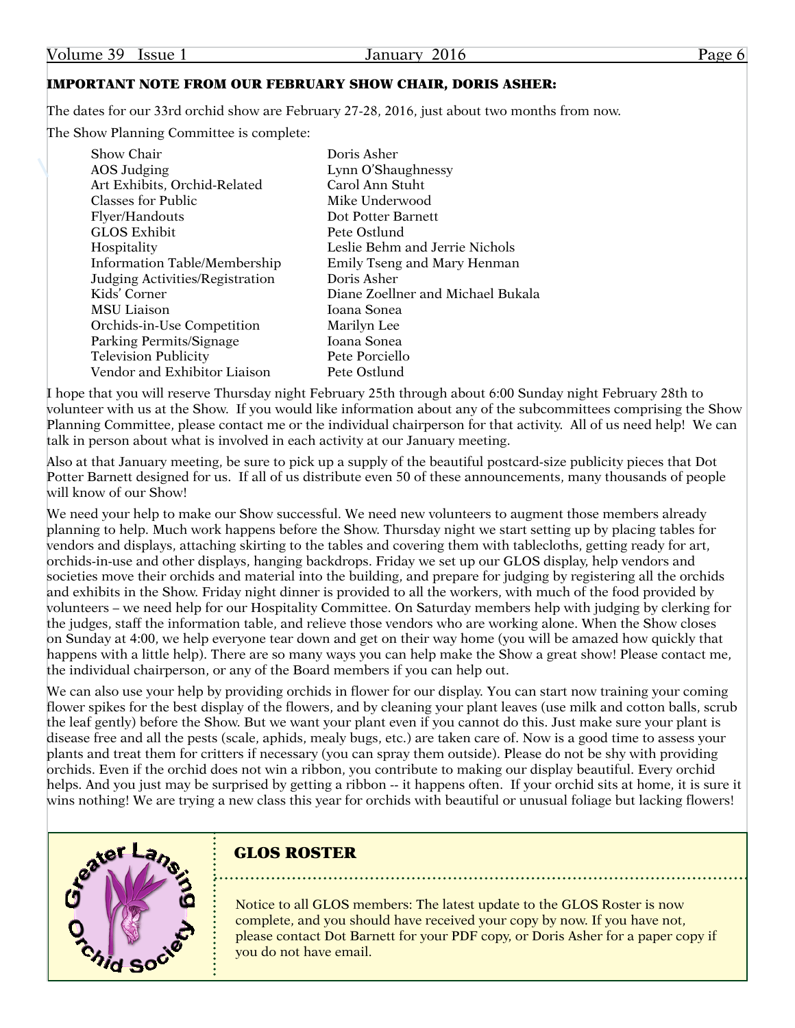**IMPORTANT NOTE FROM OUR FEBRUARY SHOW CHAIR, DORIS ASHER:**

The dates for our 33rd orchid show are February 27-28, 2016, just about two months from now.

The Show Planning Committee is complete:

| | |
|---|---|
| Show Chair | Doris Asher |
| AOS Judging | Lynn O'Shaughnessy |
| Art Exhibits, Orchid-Related | Carol Ann Stuht |
| Classes for Public | Mike Underwood |
| Flyer/Handouts | Dot Potter Barnett |
| GLOS Exhibit | Pete Ostlund |
| Hospitality | Leslie Behm and Jerrie Nichols |
| Information Table/Membership | Emily Tseng and Mary Henman |
| Judging Activities/Registration | Doris Asher |
| Kids' Corner | Diane Zoellner and Michael Bukala |
| MSU Liaison | Ioana Sonea |
| Orchids-in-Use Competition | Marilyn Lee |
| Parking Permits/Signage | Ioana Sonea |
| Television Publicity | Pete Porciello |
| Vendor and Exhibitor Liaison | Pete Ostlund |

I hope that you will reserve Thursday night February 25th through about 6:00 Sunday night February 28th to volunteer with us at the Show. If you would like information about any of the subcommittees comprising the Show Planning Committee, please contact me or the individual chairperson for that activity. All of us need help! We can talk in person about what is involved in each activity at our January meeting.

Also at that January meeting, be sure to pick up a supply of the beautiful postcard-size publicity pieces that Dot Potter Barnett designed for us. If all of us distribute even 50 of these announcements, many thousands of people will know of our Show!

We need your help to make our Show successful. We need new volunteers to augment those members already planning to help. Much work happens before the Show. Thursday night we start setting up by placing tables for vendors and displays, attaching skirting to the tables and covering them with tablecloths, getting ready for art, orchids-in-use and other displays, hanging backdrops. Friday we set up our GLOS display, help vendors and societies move their orchids and material into the building, and prepare for judging by registering all the orchids and exhibits in the Show. Friday night dinner is provided to all the workers, with much of the food provided by volunteers – we need help for our Hospitality Committee. On Saturday members help with judging by clerking for the judges, staff the information table, and relieve those vendors who are working alone. When the Show closes on Sunday at 4:00, we help everyone tear down and get on their way home (you will be amazed how quickly that happens with a little help). There are so many ways you can help make the Show a great show! Please contact me, the individual chairperson, or any of the Board members if you can help out.

We can also use your help by providing orchids in flower for our display. You can start now training your coming flower spikes for the best display of the flowers, and by cleaning your plant leaves (use milk and cotton balls, scrub the leaf gently) before the Show. But we want your plant even if you cannot do this. Just make sure your plant is disease free and all the pests (scale, aphids, mealy bugs, etc.) are taken care of. Now is a good time to assess your plants and treat them for critters if necessary (you can spray them outside). Please do not be shy with providing orchids. Even if the orchid does not win a ribbon, you contribute to making our display beautiful. Every orchid helps. And you just may be surprised by getting a ribbon -- it happens often. If your orchid sits at home, it is sure it wins nothing! We are trying a new class this year for orchids with beautiful or unusual foliage but lacking flowers!

## GLOS ROSTER

Notice to all GLOS members: The latest update to the GLOS Roster is now complete, and you should have received your copy by now. If you have not, please contact Dot Barnett for your PDF copy, or Doris Asher for a paper copy if you do not have email.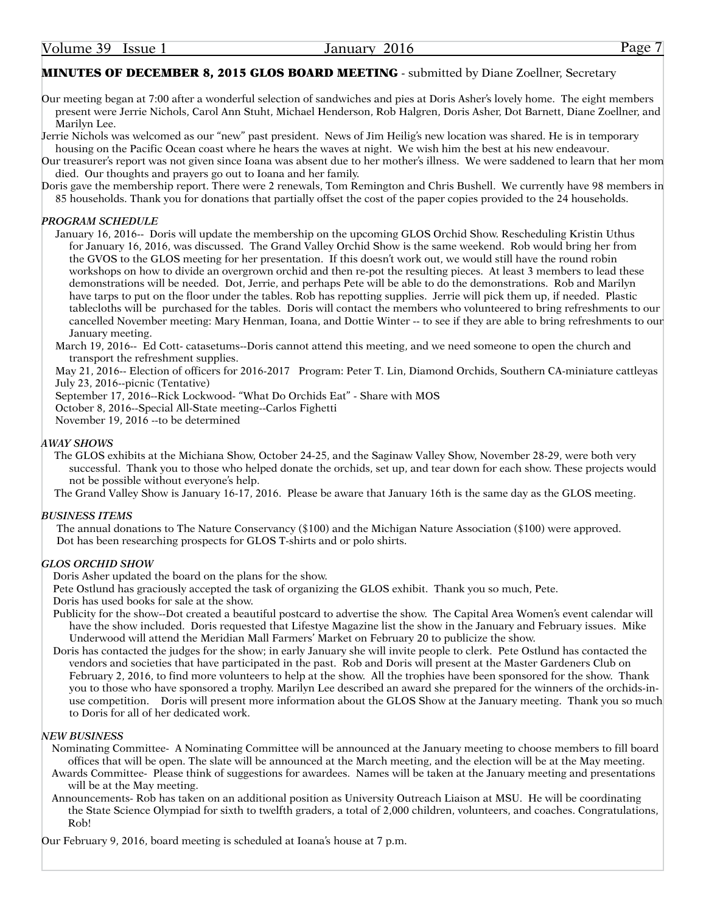## MINUTES OF DECEMBER 8, 2015 GLOS BOARD MEETING - submitted by Diane Zoellner, Secretary

Our meeting began at 7:00 after a wonderful selection of sandwiches and pies at Doris Asher's lovely home. The eight members present were Jerrie Nichols, Carol Ann Stuht, Michael Henderson, Rob Halgren, Doris Asher, Dot Barnett, Diane Zoellner, and Marilyn Lee.

Jerrie Nichols was welcomed as our "new" past president. News of Jim Heilig's new location was shared. He is in temporary housing on the Pacific Ocean coast where he hears the waves at night. We wish him the best at his new endeavour.

Our treasurer's report was not given since Ioana was absent due to her mother's illness. We were saddened to learn that her mom died. Our thoughts and prayers go out to Ioana and her family.

Doris gave the membership report. There were 2 renewals, Tom Remington and Chris Bushell. We currently have 98 members in 85 households. Thank you for donations that partially offset the cost of the paper copies provided to the 24 households.

### *PROGRAM SCHEDULE*

January 16, 2016-- Doris will update the membership on the upcoming GLOS Orchid Show. Rescheduling Kristin Uthus for January 16, 2016, was discussed. The Grand Valley Orchid Show is the same weekend. Rob would bring her from the GVOS to the GLOS meeting for her presentation. If this doesn't work out, we would still have the round robin workshops on how to divide an overgrown orchid and then re-pot the resulting pieces. At least 3 members to lead these demonstrations will be needed. Dot, Jerrie, and perhaps Pete will be able to do the demonstrations. Rob and Marilyn have tarps to put on the floor under the tables. Rob has repotting supplies. Jerrie will pick them up, if needed. Plastic tablecloths will be purchased for the tables. Doris will contact the members who volunteered to bring refreshments to our cancelled November meeting: Mary Henman, Ioana, and Dottie Winter -- to see if they are able to bring refreshments to our January meeting.

March 19, 2016-- Ed Cott- catasetums--Doris cannot attend this meeting, and we need someone to open the church and transport the refreshment supplies.

May 21, 2016-- Election of officers for 2016-2017 Program: Peter T. Lin, Diamond Orchids, Southern CA-miniature cattleyas

July 23, 2016--picnic (Tentative)

September 17, 2016--Rick Lockwood- "What Do Orchids Eat" - Share with MOS

October 8, 2016--Special All-State meeting--Carlos Fighetti

November 19, 2016 --to be determined

### *AWAY SHOWS*

The GLOS exhibits at the Michiana Show, October 24-25, and the Saginaw Valley Show, November 28-29, were both very successful. Thank you to those who helped donate the orchids, set up, and tear down for each show. These projects would not be possible without everyone's help.

The Grand Valley Show is January 16-17, 2016. Please be aware that January 16th is the same day as the GLOS meeting.

### *BUSINESS ITEMS*

The annual donations to The Nature Conservancy ($100) and the Michigan Nature Association ($100) were approved.

Dot has been researching prospects for GLOS T-shirts and or polo shirts.

### *GLOS ORCHID SHOW*

Doris Asher updated the board on the plans for the show.

Pete Ostlund has graciously accepted the task of organizing the GLOS exhibit. Thank you so much, Pete.

Doris has used books for sale at the show.

Publicity for the show--Dot created a beautiful postcard to advertise the show. The Capital Area Women's event calendar will have the show included. Doris requested that Lifestye Magazine list the show in the January and February issues. Mike Underwood will attend the Meridian Mall Farmers' Market on February 20 to publicize the show.

Doris has contacted the judges for the show; in early January she will invite people to clerk. Pete Ostlund has contacted the vendors and societies that have participated in the past. Rob and Doris will present at the Master Gardeners Club on February 2, 2016, to find more volunteers to help at the show. All the trophies have been sponsored for the show. Thank you to those who have sponsored a trophy. Marilyn Lee described an award she prepared for the winners of the orchids-in-use competition. Doris will present more information about the GLOS Show at the January meeting. Thank you so much to Doris for all of her dedicated work.

### *NEW BUSINESS*

Nominating Committee- A Nominating Committee will be announced at the January meeting to choose members to fill board offices that will be open. The slate will be announced at the March meeting, and the election will be at the May meeting.

Awards Committee- Please think of suggestions for awardees. Names will be taken at the January meeting and presentations will be at the May meeting.

Announcements- Rob has taken on an additional position as University Outreach Liaison at MSU. He will be coordinating the State Science Olympiad for sixth to twelfth graders, a total of 2,000 children, volunteers, and coaches. Congratulations, Rob!

Our February 9, 2016, board meeting is scheduled at Ioana's house at 7 p.m.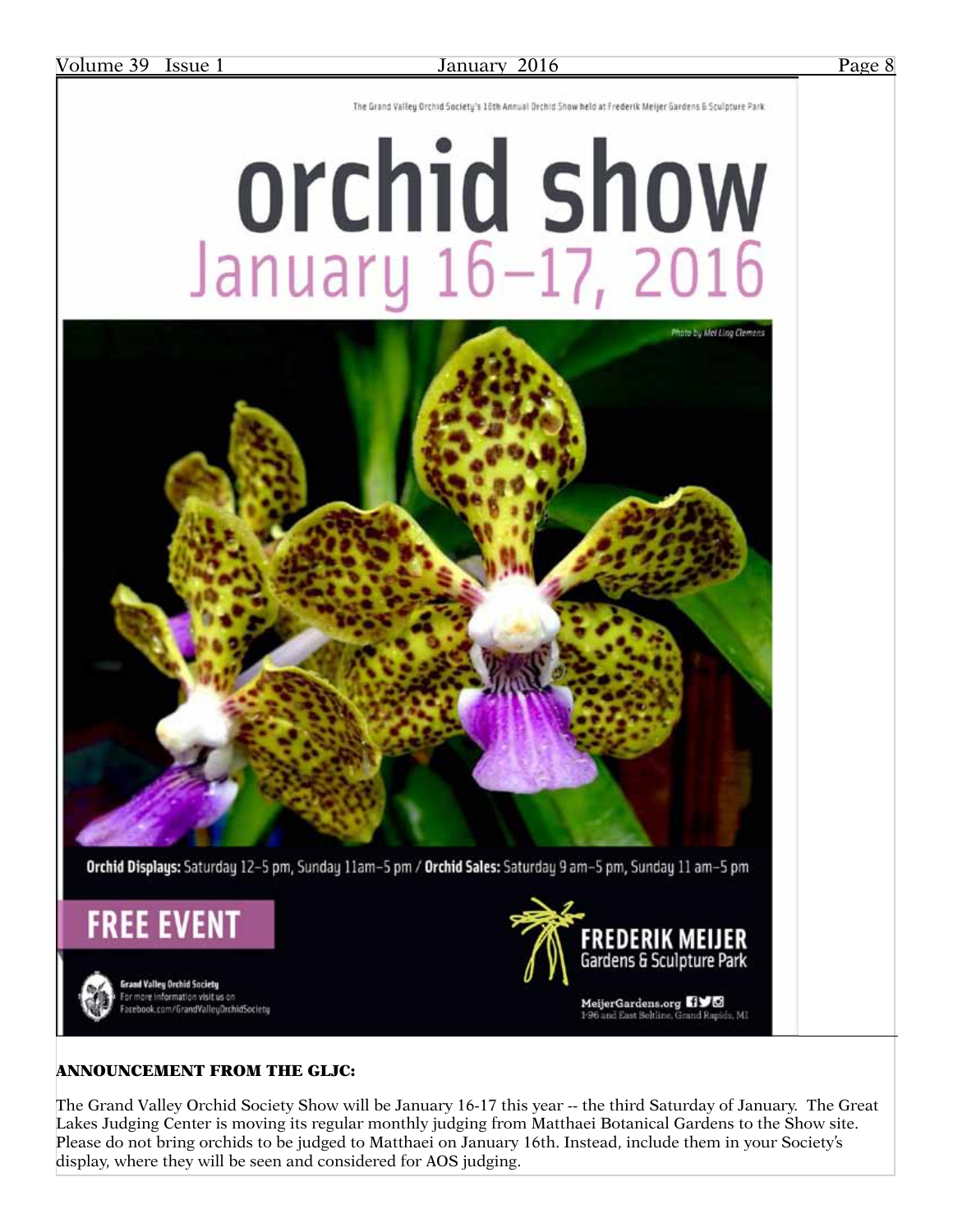The Grand Valley Orchid Society's 18th Annual Orchid Show held at Frederik Meijer Gardens & Sculpture Park

# orchid show

## January 16–17, 2016

Photo by Mei Ling Clemens

**Orchid Displays:** Saturday 12–5 pm, Sunday 11am–5 pm / **Orchid Sales:** Saturday 9 am–5 pm, Sunday 11 am–5 pm

**FREE EVENT**

**Grand Valley Orchid Society**
For more information visit us on
Facebook.com/GrandValleyOrchidSociety

**FREDERIK MEIJER**
Gardens & Sculpture Park

MeijerGardens.org
I-96 and East Beltline, Grand Rapids, MI

### ANNOUNCEMENT FROM THE GLJC:

The Grand Valley Orchid Society Show will be January 16-17 this year -- the third Saturday of January. The Great Lakes Judging Center is moving its regular monthly judging from Matthaei Botanical Gardens to the Show site. Please do not bring orchids to be judged to Matthaei on January 16th. Instead, include them in your Society's display, where they will be seen and considered for AOS judging.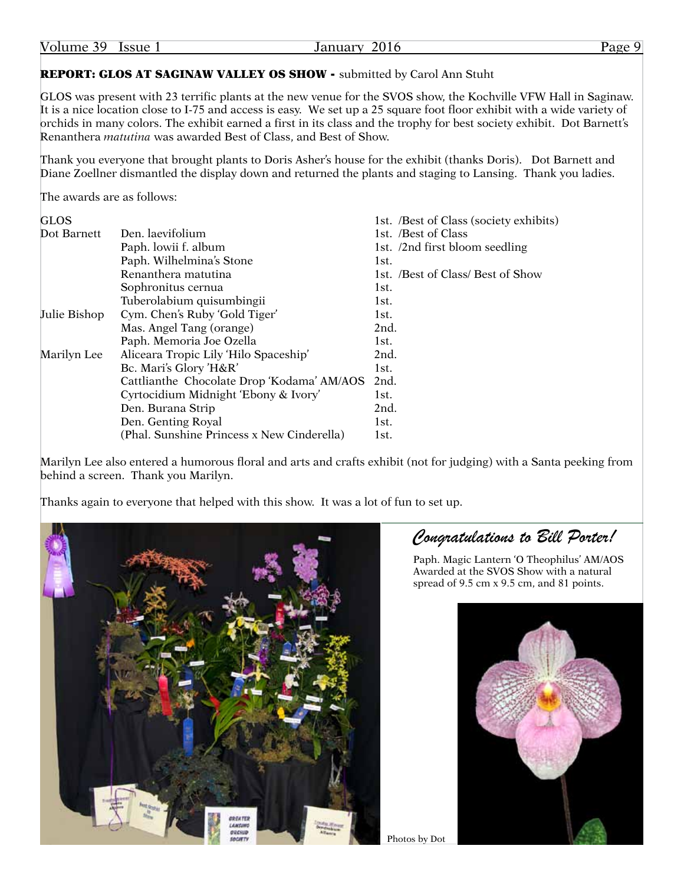**REPORT: GLOS AT SAGINAW VALLEY OS SHOW -** submitted by Carol Ann Stuht

GLOS was present with 23 terrific plants at the new venue for the SVOS show, the Kochville VFW Hall in Saginaw. It is a nice location close to I-75 and access is easy. We set up a 25 square foot floor exhibit with a wide variety of orchids in many colors. The exhibit earned a first in its class and the trophy for best society exhibit. Dot Barnett's Renanthera *matutina* was awarded Best of Class, and Best of Show.

Thank you everyone that brought plants to Doris Asher's house for the exhibit (thanks Doris). Dot Barnett and Diane Zoellner dismantled the display down and returned the plants and staging to Lansing. Thank you ladies.

The awards are as follows:

| | | |
|---|---|---|
| GLOS | | 1st. /Best of Class (society exhibits) |
| Dot Barnett | Den. laevifolium | 1st. /Best of Class |
| | Paph. lowii f. album | 1st. /2nd first bloom seedling |
| | Paph. Wilhelmina's Stone | 1st. |
| | Renanthera matutina | 1st. /Best of Class/ Best of Show |
| | Sophronitus cernua | 1st. |
| | Tuberolabium quisumbingii | 1st. |
| Julie Bishop | Cym. Chen's Ruby 'Gold Tiger' | 1st. |
| | Mas. Angel Tang (orange) | 2nd. |
| | Paph. Memoria Joe Ozella | 1st. |
| Marilyn Lee | Aliceara Tropic Lily 'Hilo Spaceship' | 2nd. |
| | Bc. Mari's Glory 'H&R' | 1st. |
| | Cattlianthe Chocolate Drop 'Kodama' AM/AOS | 2nd. |
| | Cyrtocidium Midnight 'Ebony & Ivory' | 1st. |
| | Den. Burana Strip | 2nd. |
| | Den. Genting Royal | 1st. |
| | (Phal. Sunshine Princess x New Cinderella) | 1st. |

Marilyn Lee also entered a humorous floral and arts and crafts exhibit (not for judging) with a Santa peeking from behind a screen. Thank you Marilyn.

Thanks again to everyone that helped with this show. It was a lot of fun to set up.

Photos by Dot

## *Congratulations to Bill Porter!*

Paph. Magic Lantern 'O Theophilus' AM/AOS Awarded at the SVOS Show with a natural spread of 9.5 cm x 9.5 cm, and 81 points.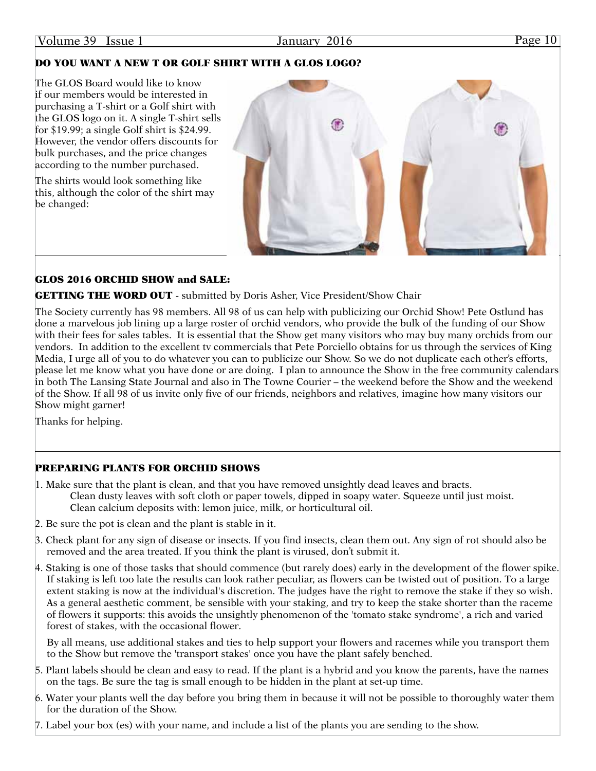## DO YOU WANT A NEW T OR GOLF SHIRT WITH A GLOS LOGO?

The GLOS Board would like to know if our members would be interested in purchasing a T-shirt or a Golf shirt with the GLOS logo on it. A single T-shirt sells for $19.99; a single Golf shirt is $24.99. However, the vendor offers discounts for bulk purchases, and the price changes according to the number purchased.

The shirts would look something like this, although the color of the shirt may be changed:

## GLOS 2016 ORCHID SHOW and SALE:

**GETTING THE WORD OUT** - submitted by Doris Asher, Vice President/Show Chair

The Society currently has 98 members. All 98 of us can help with publicizing our Orchid Show! Pete Ostlund has done a marvelous job lining up a large roster of orchid vendors, who provide the bulk of the funding of our Show with their fees for sales tables. It is essential that the Show get many visitors who may buy many orchids from our vendors. In addition to the excellent tv commercials that Pete Porciello obtains for us through the services of King Media, I urge all of you to do whatever you can to publicize our Show. So we do not duplicate each other's efforts, please let me know what you have done or are doing. I plan to announce the Show in the free community calendars in both The Lansing State Journal and also in The Towne Courier – the weekend before the Show and the weekend of the Show. If all 98 of us invite only five of our friends, neighbors and relatives, imagine how many visitors our Show might garner!

Thanks for helping.

## PREPARING PLANTS FOR ORCHID SHOWS

1. Make sure that the plant is clean, and that you have removed unsightly dead leaves and bracts.
   Clean dusty leaves with soft cloth or paper towels, dipped in soapy water. Squeeze until just moist.
   Clean calcium deposits with: lemon juice, milk, or horticultural oil.
2. Be sure the pot is clean and the plant is stable in it.
3. Check plant for any sign of disease or insects. If you find insects, clean them out. Any sign of rot should also be removed and the area treated. If you think the plant is virused, don't submit it.
4. Staking is one of those tasks that should commence (but rarely does) early in the development of the flower spike. If staking is left too late the results can look rather peculiar, as flowers can be twisted out of position. To a large extent staking is now at the individual's discretion. The judges have the right to remove the stake if they so wish. As a general aesthetic comment, be sensible with your staking, and try to keep the stake shorter than the raceme of flowers it supports: this avoids the unsightly phenomenon of the 'tomato stake syndrome', a rich and varied forest of stakes, with the occasional flower.

   By all means, use additional stakes and ties to help support your flowers and racemes while you transport them to the Show but remove the 'transport stakes' once you have the plant safely benched.
5. Plant labels should be clean and easy to read. If the plant is a hybrid and you know the parents, have the names on the tags. Be sure the tag is small enough to be hidden in the plant at set-up time.
6. Water your plants well the day before you bring them in because it will not be possible to thoroughly water them for the duration of the Show.
7. Label your box (es) with your name, and include a list of the plants you are sending to the show.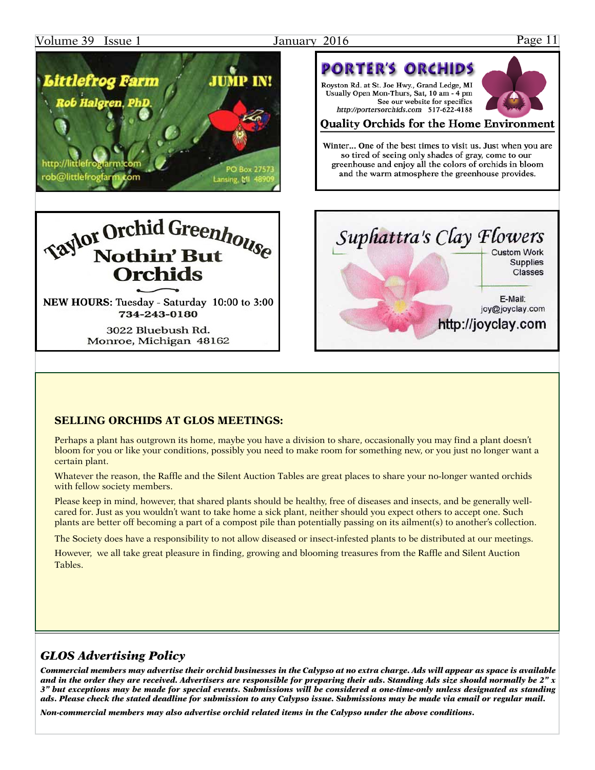**Littlefrog Farm**

**Rob Halgren, PhD.**

**JUMP IN!**

http://littlefrogfarm.com
rob@littlefrogfarm.com

PO Box 27573
Lansing, MI 48909

**PORTER'S ORCHIDS**

Royston Rd. at St. Joe Hwy., Grand Ledge, MI
Usually Open Mon-Thurs, Sat, 10 am - 4 pm
See our website for specifics
*http://portersorchids.com* 517-622-4188

**Quality Orchids for the Home Environment**

Winter... One of the best times to visit us. Just when you are so tired of seeing only shades of gray, come to our greenhouse and enjoy all the colors of orchids in bloom and the warm atmosphere the greenhouse provides.

**Taylor Orchid Greenhouse**

**Nothin' But Orchids**

**NEW HOURS:** Tuesday - Saturday 10:00 to 3:00
**734-243-0180**

3022 Bluebush Rd.
Monroe, Michigan 48162

*Suphattra's Clay Flowers*

Custom Work
Supplies
Classes

E-Mail:
joy@joyclay.com
http://joyclay.com

### SELLING ORCHIDS AT GLOS MEETINGS:

Perhaps a plant has outgrown its home, maybe you have a division to share, occasionally you may find a plant doesn't bloom for you or like your conditions, possibly you need to make room for something new, or you just no longer want a certain plant.

Whatever the reason, the Raffle and the Silent Auction Tables are great places to share your no-longer wanted orchids with fellow society members.

Please keep in mind, however, that shared plants should be healthy, free of diseases and insects, and be generally well-cared for. Just as you wouldn't want to take home a sick plant, neither should you expect others to accept one. Such plants are better off becoming a part of a compost pile than potentially passing on its ailment(s) to another's collection.

The Society does have a responsibility to not allow diseased or insect-infested plants to be distributed at our meetings.

However, we all take great pleasure in finding, growing and blooming treasures from the Raffle and Silent Auction Tables.

## *GLOS Advertising Policy*

***Commercial members may advertise their orchid businesses in the Calypso at no extra charge. Ads will appear as space is available and in the order they are received. Advertisers are responsible for preparing their ads. Standing Ads size should normally be 2" x 3" but exceptions may be made for special events. Submissions will be considered a one-time-only unless designated as standing ads. Please check the stated deadline for submission to any Calypso issue. Submissions may be made via email or regular mail.***

***Non-commercial members may also advertise orchid related items in the Calypso under the above conditions.***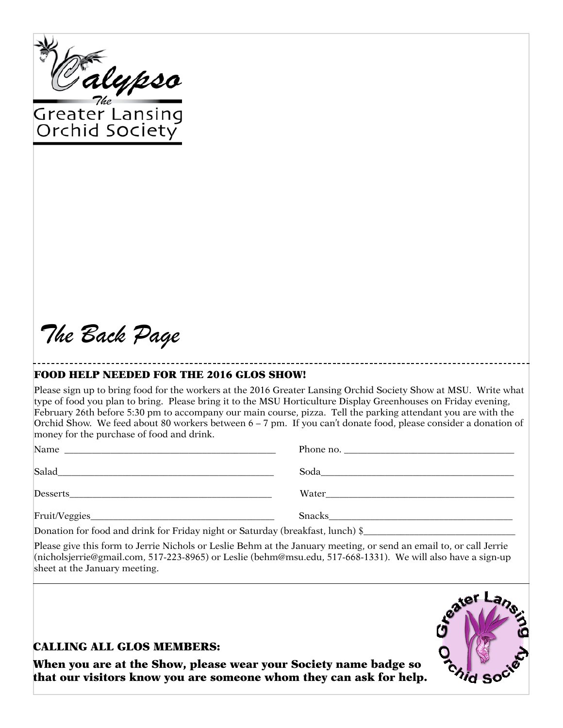Calypso

The Greater Lansing Orchid Society

# *The Back Page*

## FOOD HELP NEEDED FOR THE 2016 GLOS SHOW!

Please sign up to bring food for the workers at the 2016 Greater Lansing Orchid Society Show at MSU. Write what type of food you plan to bring. Please bring it to the MSU Horticulture Display Greenhouses on Friday evening, February 26th before 5:30 pm to accompany our main course, pizza. Tell the parking attendant you are with the Orchid Show. We feed about 80 workers between 6 – 7 pm. If you can't donate food, please consider a donation of money for the purchase of food and drink.

Name ___________________________________________ Phone no. __________________________________

Salad___________________________________________ Soda________________________________________

Desserts________________________________________ Water_______________________________________

Fruit/Veggies____________________________________ Snacks______________________________________

Donation for food and drink for Friday night or Saturday (breakfast, lunch) $______________________________

Please give this form to Jerrie Nichols or Leslie Behm at the January meeting, or send an email to, or call Jerrie (nicholsjerrie@gmail.com, 517-223-8965) or Leslie (behm@msu.edu, 517-668-1331). We will also have a sign-up sheet at the January meeting.

## CALLING ALL GLOS MEMBERS:

**When you are at the Show, please wear your Society name badge so that our visitors know you are someone whom they can ask for help.**

Greater Lansing Orchid Society